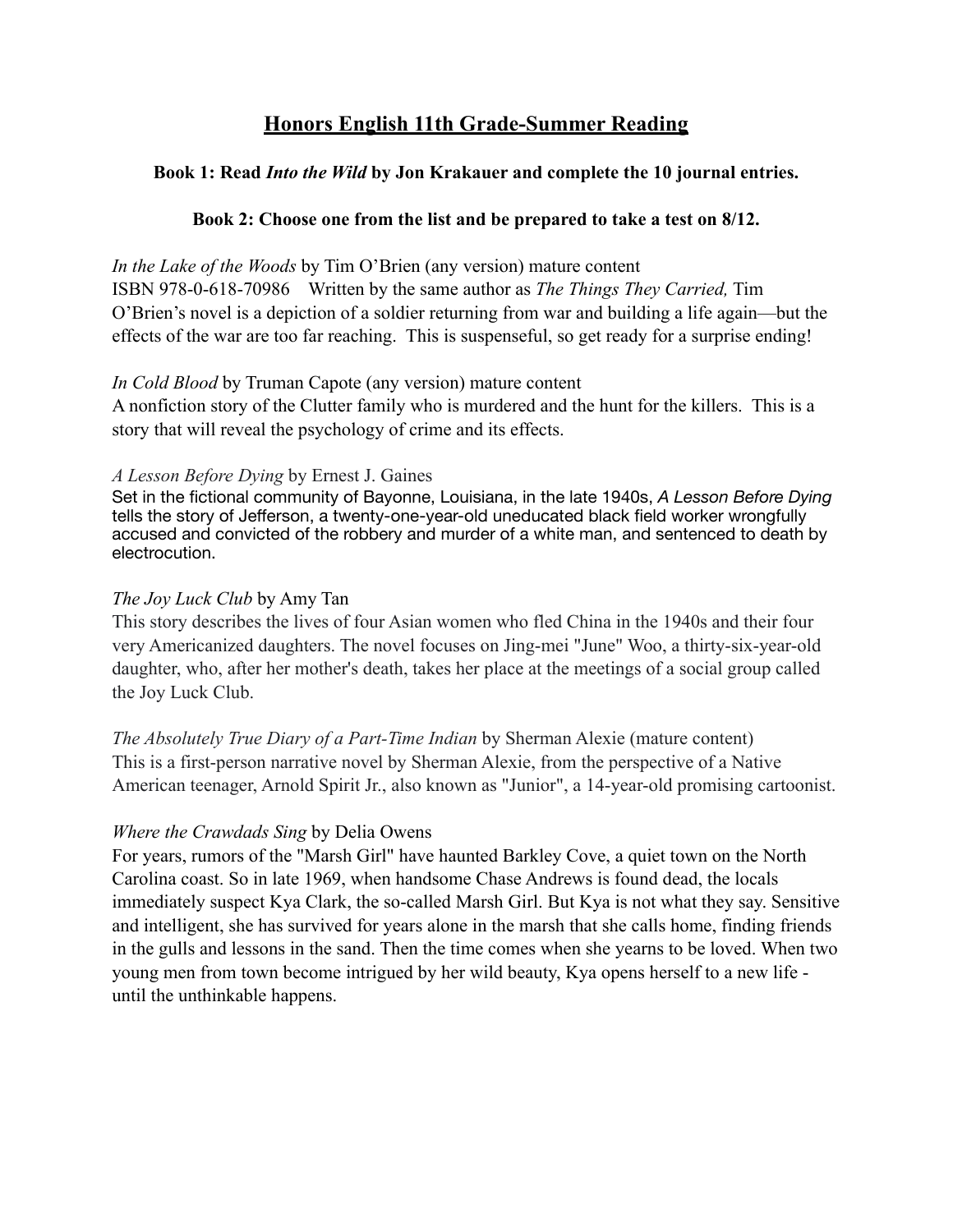# Honors English 11th Grade-Summer Reading

**Book 1: Read *Into the Wild* by Jon Krakauer and complete the 10 journal entries.**

**Book 2: Choose one from the list and be prepared to take a test on 8/12.**

*In the Lake of the Woods* by Tim O'Brien (any version) mature content
ISBN 978-0-618-70986 Written by the same author as *The Things They Carried,* Tim O'Brien's novel is a depiction of a soldier returning from war and building a life again—but the effects of the war are too far reaching. This is suspenseful, so get ready for a surprise ending!

*In Cold Blood* by Truman Capote (any version) mature content
A nonfiction story of the Clutter family who is murdered and the hunt for the killers. This is a story that will reveal the psychology of crime and its effects.

*A Lesson Before Dying* by Ernest J. Gaines
Set in the fictional community of Bayonne, Louisiana, in the late 1940s, *A Lesson Before Dying* tells the story of Jefferson, a twenty-one-year-old uneducated black field worker wrongfully accused and convicted of the robbery and murder of a white man, and sentenced to death by electrocution.

*The Joy Luck Club* by Amy Tan
This story describes the lives of four Asian women who fled China in the 1940s and their four very Americanized daughters. The novel focuses on Jing-mei "June" Woo, a thirty-six-year-old daughter, who, after her mother's death, takes her place at the meetings of a social group called the Joy Luck Club.

*The Absolutely True Diary of a Part-Time Indian* by Sherman Alexie (mature content)
This is a first-person narrative novel by Sherman Alexie, from the perspective of a Native American teenager, Arnold Spirit Jr., also known as "Junior", a 14-year-old promising cartoonist.

*Where the Crawdads Sing* by Delia Owens
For years, rumors of the "Marsh Girl" have haunted Barkley Cove, a quiet town on the North Carolina coast. So in late 1969, when handsome Chase Andrews is found dead, the locals immediately suspect Kya Clark, the so-called Marsh Girl. But Kya is not what they say. Sensitive and intelligent, she has survived for years alone in the marsh that she calls home, finding friends in the gulls and lessons in the sand. Then the time comes when she yearns to be loved. When two young men from town become intrigued by her wild beauty, Kya opens herself to a new life - until the unthinkable happens.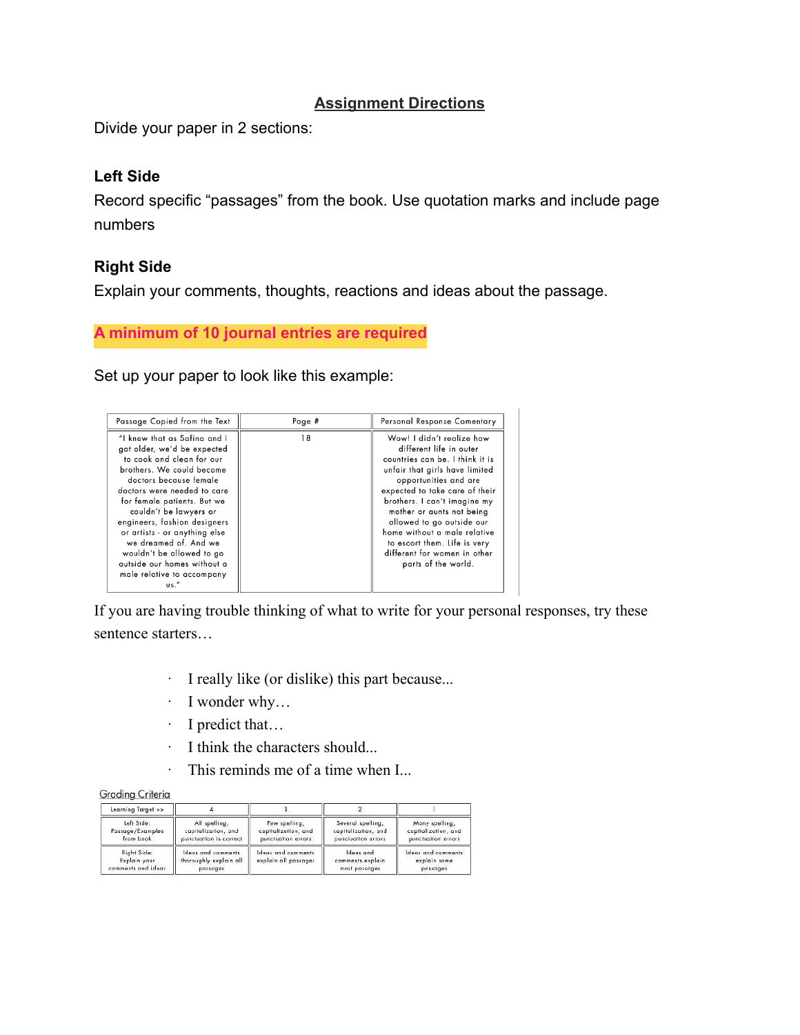## Assignment Directions

Divide your paper in 2 sections:

**Left Side**

Record specific "passages" from the book. Use quotation marks and include page numbers

**Right Side**

Explain your comments, thoughts, reactions and ideas about the passage.

**A minimum of 10 journal entries are required**

Set up your paper to look like this example:

| Passage Copied from the Text | Page # | Personal Response Comentary |
|---|---|---|
| "I knew that as Safina and I got older, we'd be expected to cook and clean for our brothers. We could become doctors because female doctors were needed to care for female patients. But we couldn't be lawyers or engineers, fashion designers or artists - or anything else we dreamed of. And we wouldn't be allowed to go outside our homes without a male relative to accompany us." | 18 | Wow! I didn't realize how different life in outer countries can be. I think it is unfair that girls have limited opportunities and are expected to take care of their brothers. I can't imagine my mother or aunts not being allowed to go outside our home without a male relative to escort them. Life is very different for women in other parts of the world. |

If you are having trouble thinking of what to write for your personal responses, try these sentence starters…

- I really like (or dislike) this part because...
- I wonder why…
- I predict that…
- I think the characters should...
- This reminds me of a time when I...

Grading Criteria

| Learning Target >> | 4 | 3 | 2 | 1 |
|---|---|---|---|---|
| Left Side: Passage/Examples from book | All spelling, capitalization, and punctuation is correct | Few spelling, capitalization, and punctuation errors | Several spelling, capitalization, and punctuation errors | Many spelling, capitalization, and punctuation errors |
| Right Side: Explain your comments and ideas | Ideas and comments thoroughly explain all passages | Ideas and comments explain all passages | Ideas and comments explain most passages | Ideas and comments explain some passages |